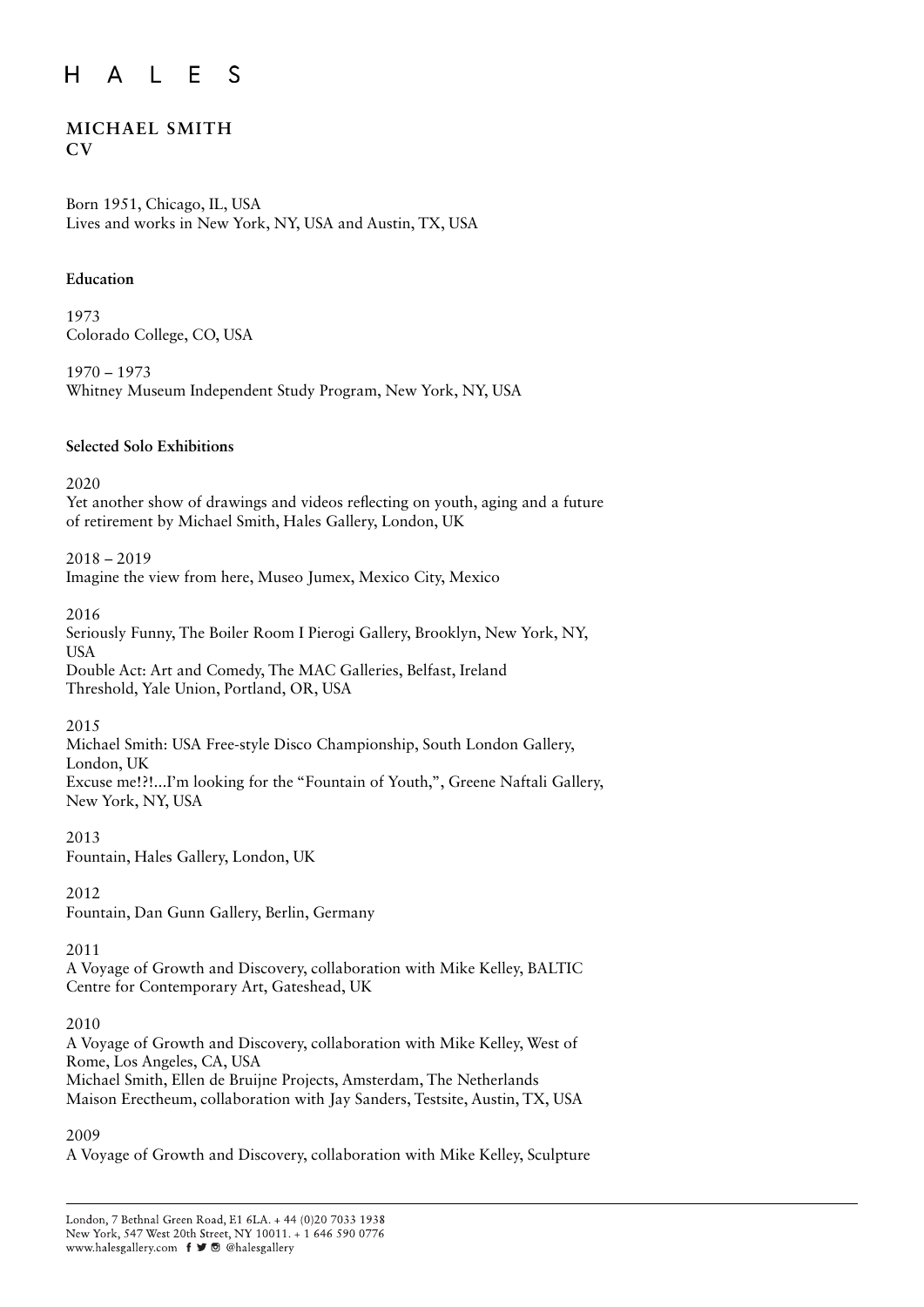# H A L E S

## MICHAEL SMITH
## CV

Born 1951, Chicago, IL, USA
Lives and works in New York, NY, USA and Austin, TX, USA

### Education

1973
Colorado College, CO, USA

1970 – 1973
Whitney Museum Independent Study Program, New York, NY, USA

### Selected Solo Exhibitions

2020
Yet another show of drawings and videos reflecting on youth, aging and a future of retirement by Michael Smith, Hales Gallery, London, UK

2018 – 2019
Imagine the view from here, Museo Jumex, Mexico City, Mexico

2016
Seriously Funny, The Boiler Room I Pierogi Gallery, Brooklyn, New York, NY, USA
Double Act: Art and Comedy, The MAC Galleries, Belfast, Ireland
Threshold, Yale Union, Portland, OR, USA

2015
Michael Smith: USA Free-style Disco Championship, South London Gallery, London, UK
Excuse me!?!...I'm looking for the "Fountain of Youth,", Greene Naftali Gallery, New York, NY, USA

2013
Fountain, Hales Gallery, London, UK

2012
Fountain, Dan Gunn Gallery, Berlin, Germany

2011
A Voyage of Growth and Discovery, collaboration with Mike Kelley, BALTIC Centre for Contemporary Art, Gateshead, UK

2010
A Voyage of Growth and Discovery, collaboration with Mike Kelley, West of Rome, Los Angeles, CA, USA
Michael Smith, Ellen de Bruijne Projects, Amsterdam, The Netherlands
Maison Erectheum, collaboration with Jay Sanders, Testsite, Austin, TX, USA

2009
A Voyage of Growth and Discovery, collaboration with Mike Kelley, Sculpture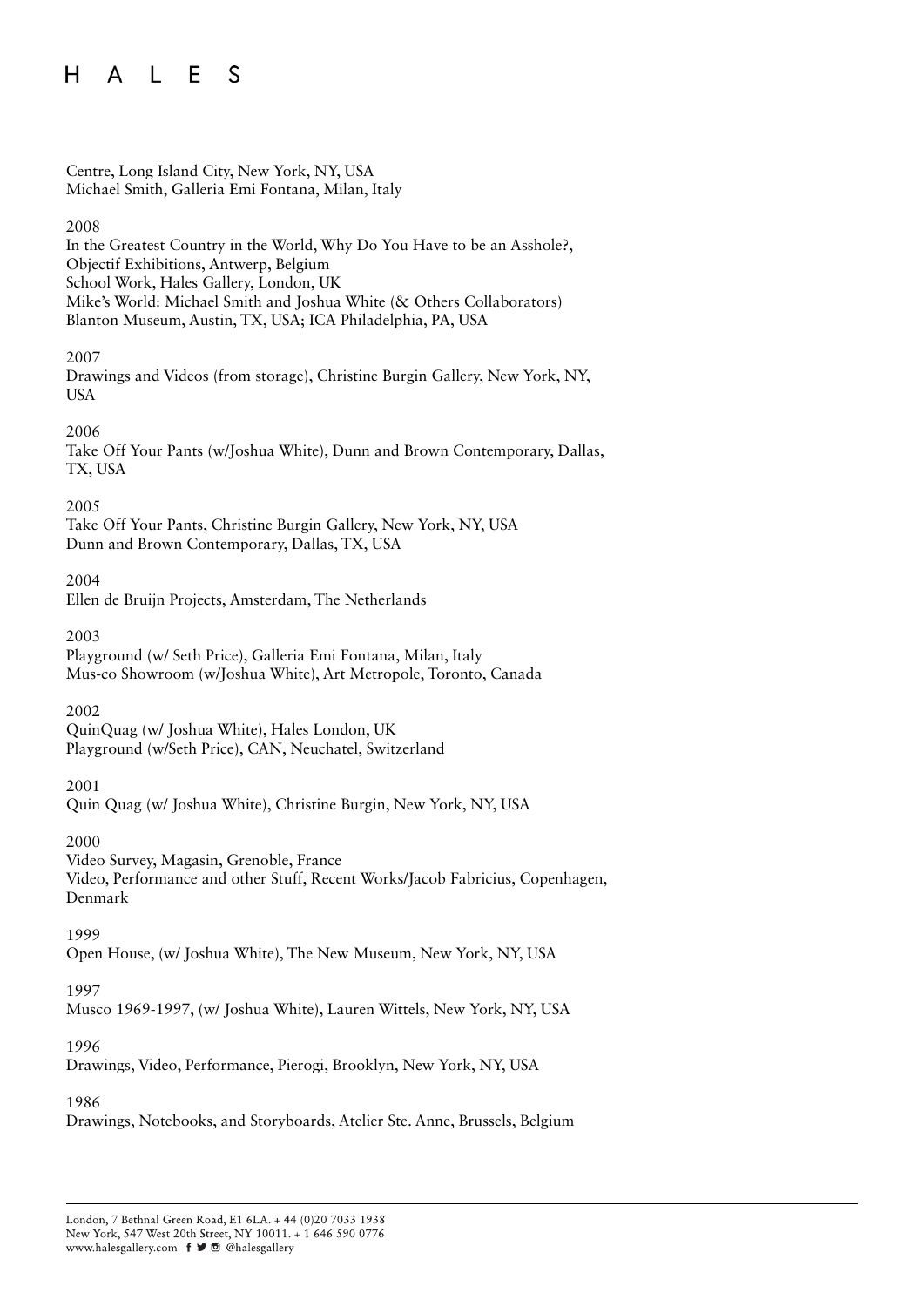Centre, Long Island City, New York, NY, USA
Michael Smith, Galleria Emi Fontana, Milan, Italy

2008
In the Greatest Country in the World, Why Do You Have to be an Asshole?, Objectif Exhibitions, Antwerp, Belgium
School Work, Hales Gallery, London, UK
Mike's World: Michael Smith and Joshua White (& Others Collaborators) Blanton Museum, Austin, TX, USA; ICA Philadelphia, PA, USA

2007
Drawings and Videos (from storage), Christine Burgin Gallery, New York, NY, USA

2006
Take Off Your Pants (w/Joshua White), Dunn and Brown Contemporary, Dallas, TX, USA

2005
Take Off Your Pants, Christine Burgin Gallery, New York, NY, USA
Dunn and Brown Contemporary, Dallas, TX, USA

2004
Ellen de Bruijn Projects, Amsterdam, The Netherlands

2003
Playground (w/ Seth Price), Galleria Emi Fontana, Milan, Italy
Mus-co Showroom (w/Joshua White), Art Metropole, Toronto, Canada

2002
QuinQuag (w/ Joshua White), Hales London, UK
Playground (w/Seth Price), CAN, Neuchatel, Switzerland

2001
Quin Quag (w/ Joshua White), Christine Burgin, New York, NY, USA

2000
Video Survey, Magasin, Grenoble, France
Video, Performance and other Stuff, Recent Works/Jacob Fabricius, Copenhagen, Denmark

1999
Open House, (w/ Joshua White), The New Museum, New York, NY, USA

1997
Musco 1969-1997, (w/ Joshua White), Lauren Wittels, New York, NY, USA

1996
Drawings, Video, Performance, Pierogi, Brooklyn, New York, NY, USA

1986
Drawings, Notebooks, and Storyboards, Atelier Ste. Anne, Brussels, Belgium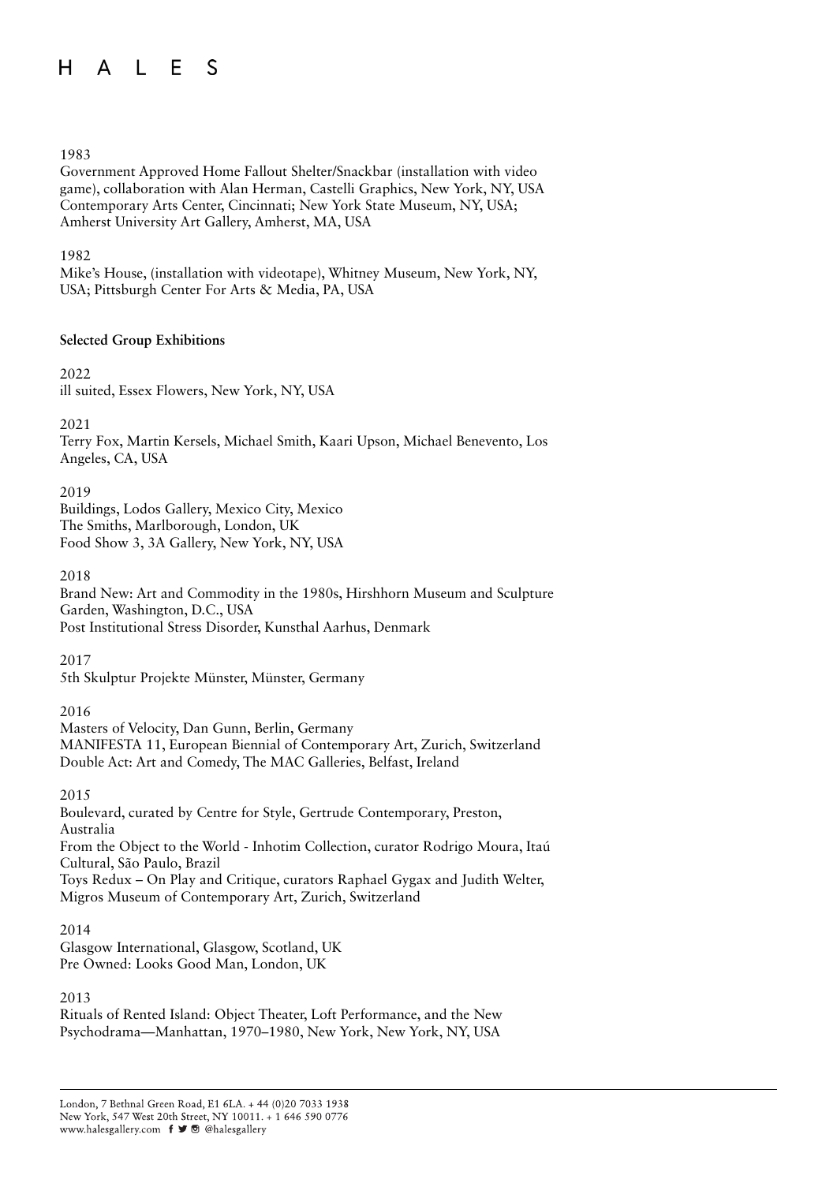1983

Government Approved Home Fallout Shelter/Snackbar (installation with video game), collaboration with Alan Herman, Castelli Graphics, New York, NY, USA
Contemporary Arts Center, Cincinnati; New York State Museum, NY, USA; Amherst University Art Gallery, Amherst, MA, USA

1982

Mike's House, (installation with videotape), Whitney Museum, New York, NY, USA; Pittsburgh Center For Arts & Media, PA, USA

**Selected Group Exhibitions**

2022

ill suited, Essex Flowers, New York, NY, USA

2021

Terry Fox, Martin Kersels, Michael Smith, Kaari Upson, Michael Benevento, Los Angeles, CA, USA

2019

Buildings, Lodos Gallery, Mexico City, Mexico
The Smiths, Marlborough, London, UK
Food Show 3, 3A Gallery, New York, NY, USA

2018

Brand New: Art and Commodity in the 1980s, Hirshhorn Museum and Sculpture Garden, Washington, D.C., USA
Post Institutional Stress Disorder, Kunsthal Aarhus, Denmark

2017

5th Skulptur Projekte Münster, Münster, Germany

2016

Masters of Velocity, Dan Gunn, Berlin, Germany
MANIFESTA 11, European Biennial of Contemporary Art, Zurich, Switzerland
Double Act: Art and Comedy, The MAC Galleries, Belfast, Ireland

2015

Boulevard, curated by Centre for Style, Gertrude Contemporary, Preston, Australia
From the Object to the World - Inhotim Collection, curator Rodrigo Moura, Itaú Cultural, São Paulo, Brazil
Toys Redux – On Play and Critique, curators Raphael Gygax and Judith Welter, Migros Museum of Contemporary Art, Zurich, Switzerland

2014

Glasgow International, Glasgow, Scotland, UK
Pre Owned: Looks Good Man, London, UK

2013

Rituals of Rented Island: Object Theater, Loft Performance, and the New Psychodrama—Manhattan, 1970–1980, New York, New York, NY, USA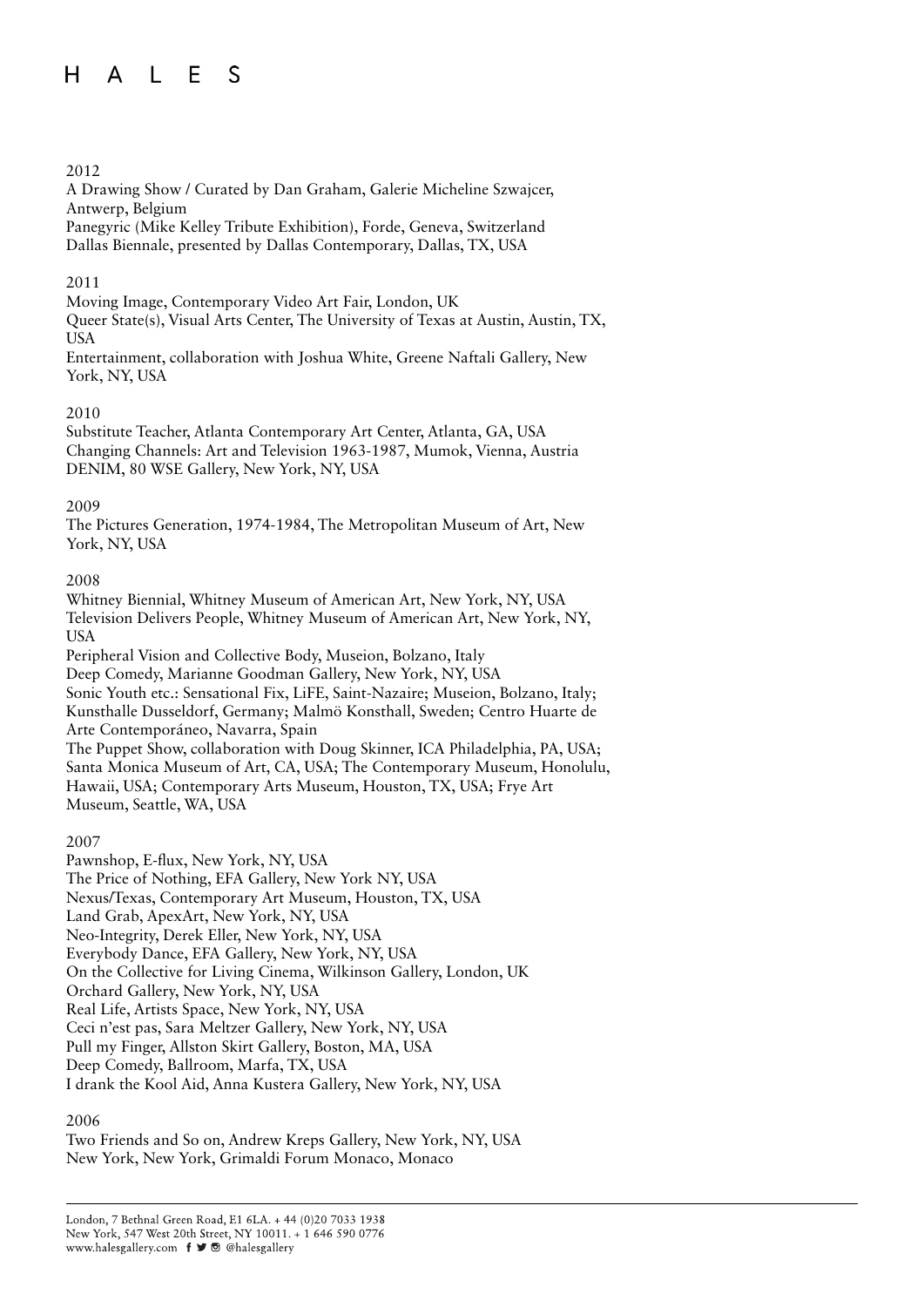2012

A Drawing Show / Curated by Dan Graham, Galerie Micheline Szwajcer, Antwerp, Belgium
Panegyric (Mike Kelley Tribute Exhibition), Forde, Geneva, Switzerland
Dallas Biennale, presented by Dallas Contemporary, Dallas, TX, USA

2011

Moving Image, Contemporary Video Art Fair, London, UK
Queer State(s), Visual Arts Center, The University of Texas at Austin, Austin, TX, USA
Entertainment, collaboration with Joshua White, Greene Naftali Gallery, New York, NY, USA

2010

Substitute Teacher, Atlanta Contemporary Art Center, Atlanta, GA, USA
Changing Channels: Art and Television 1963-1987, Mumok, Vienna, Austria
DENIM, 80 WSE Gallery, New York, NY, USA

2009

The Pictures Generation, 1974-1984, The Metropolitan Museum of Art, New York, NY, USA

2008

Whitney Biennial, Whitney Museum of American Art, New York, NY, USA
Television Delivers People, Whitney Museum of American Art, New York, NY, USA
Peripheral Vision and Collective Body, Museion, Bolzano, Italy
Deep Comedy, Marianne Goodman Gallery, New York, NY, USA
Sonic Youth etc.: Sensational Fix, LiFE, Saint-Nazaire; Museion, Bolzano, Italy; Kunsthalle Dusseldorf, Germany; Malmö Konsthall, Sweden; Centro Huarte de Arte Contemporáneo, Navarra, Spain
The Puppet Show, collaboration with Doug Skinner, ICA Philadelphia, PA, USA; Santa Monica Museum of Art, CA, USA; The Contemporary Museum, Honolulu, Hawaii, USA; Contemporary Arts Museum, Houston, TX, USA; Frye Art Museum, Seattle, WA, USA

2007

Pawnshop, E-flux, New York, NY, USA
The Price of Nothing, EFA Gallery, New York NY, USA
Nexus/Texas, Contemporary Art Museum, Houston, TX, USA
Land Grab, ApexArt, New York, NY, USA
Neo-Integrity, Derek Eller, New York, NY, USA
Everybody Dance, EFA Gallery, New York, NY, USA
On the Collective for Living Cinema, Wilkinson Gallery, London, UK
Orchard Gallery, New York, NY, USA
Real Life, Artists Space, New York, NY, USA
Ceci n'est pas, Sara Meltzer Gallery, New York, NY, USA
Pull my Finger, Allston Skirt Gallery, Boston, MA, USA
Deep Comedy, Ballroom, Marfa, TX, USA
I drank the Kool Aid, Anna Kustera Gallery, New York, NY, USA

2006

Two Friends and So on, Andrew Kreps Gallery, New York, NY, USA
New York, New York, Grimaldi Forum Monaco, Monaco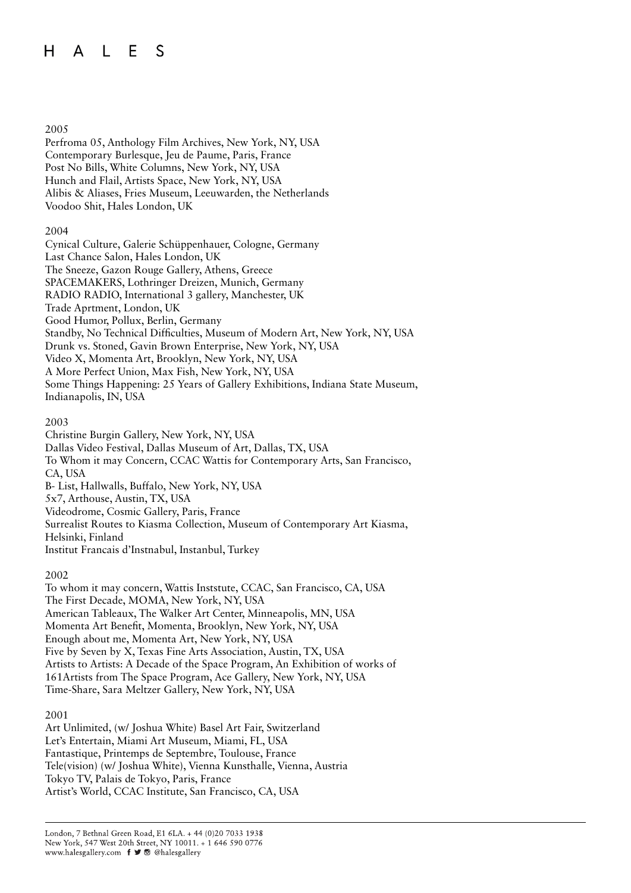2005

Perfroma 05, Anthology Film Archives, New York, NY, USA
Contemporary Burlesque, Jeu de Paume, Paris, France
Post No Bills, White Columns, New York, NY, USA
Hunch and Flail, Artists Space, New York, NY, USA
Alibis & Aliases, Fries Museum, Leeuwarden, the Netherlands
Voodoo Shit, Hales London, UK

2004

Cynical Culture, Galerie Schüppenhauer, Cologne, Germany
Last Chance Salon, Hales London, UK
The Sneeze, Gazon Rouge Gallery, Athens, Greece
SPACEMAKERS, Lothringer Dreizen, Munich, Germany
RADIO RADIO, International 3 gallery, Manchester, UK
Trade Aprtment, London, UK
Good Humor, Pollux, Berlin, Germany
Standby, No Technical Difficulties, Museum of Modern Art, New York, NY, USA
Drunk vs. Stoned, Gavin Brown Enterprise, New York, NY, USA
Video X, Momenta Art, Brooklyn, New York, NY, USA
A More Perfect Union, Max Fish, New York, NY, USA
Some Things Happening: 25 Years of Gallery Exhibitions, Indiana State Museum, Indianapolis, IN, USA

2003

Christine Burgin Gallery, New York, NY, USA
Dallas Video Festival, Dallas Museum of Art, Dallas, TX, USA
To Whom it may Concern, CCAC Wattis for Contemporary Arts, San Francisco, CA, USA
B- List, Hallwalls, Buffalo, New York, NY, USA
5x7, Arthouse, Austin, TX, USA
Videodrome, Cosmic Gallery, Paris, France
Surrealist Routes to Kiasma Collection, Museum of Contemporary Art Kiasma, Helsinki, Finland
Institut Francais d'Instnabul, Instanbul, Turkey

2002

To whom it may concern, Wattis Inststute, CCAC, San Francisco, CA, USA
The First Decade, MOMA, New York, NY, USA
American Tableaux, The Walker Art Center, Minneapolis, MN, USA
Momenta Art Benefit, Momenta, Brooklyn, New York, NY, USA
Enough about me, Momenta Art, New York, NY, USA
Five by Seven by X, Texas Fine Arts Association, Austin, TX, USA
Artists to Artists: A Decade of the Space Program, An Exhibition of works of 161Artists from The Space Program, Ace Gallery, New York, NY, USA
Time-Share, Sara Meltzer Gallery, New York, NY, USA

2001

Art Unlimited, (w/ Joshua White) Basel Art Fair, Switzerland
Let's Entertain, Miami Art Museum, Miami, FL, USA
Fantastique, Printemps de Septembre, Toulouse, France
Tele(vision) (w/ Joshua White), Vienna Kunsthalle, Vienna, Austria
Tokyo TV, Palais de Tokyo, Paris, France
Artist's World, CCAC Institute, San Francisco, CA, USA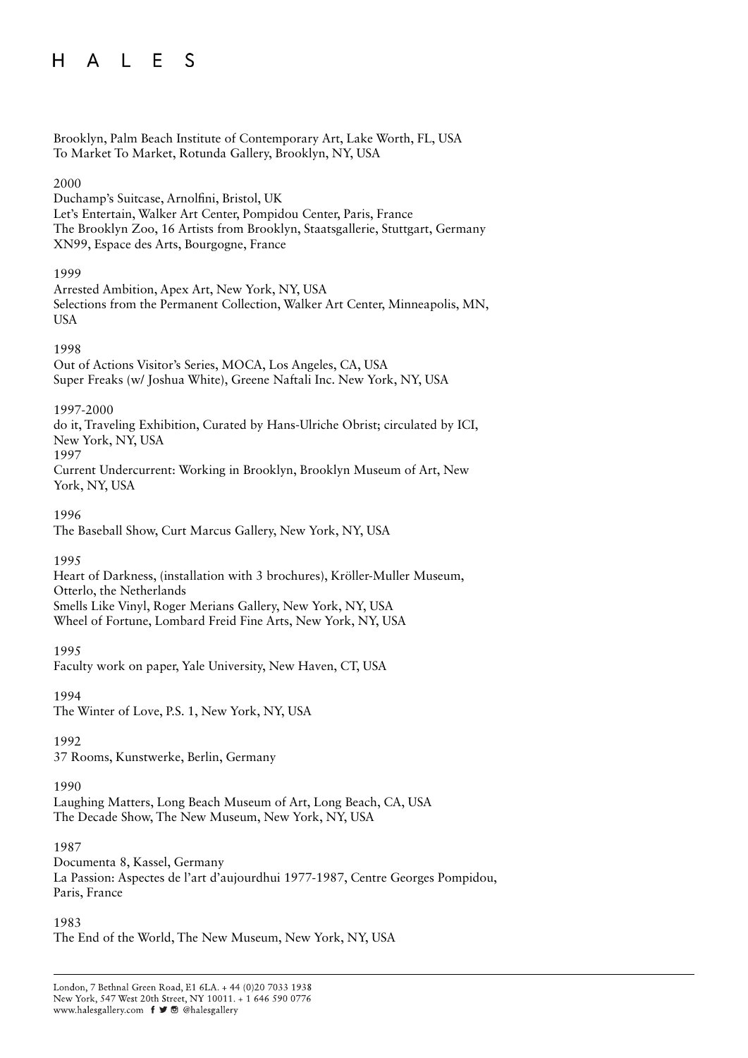Brooklyn, Palm Beach Institute of Contemporary Art, Lake Worth, FL, USA
To Market To Market, Rotunda Gallery, Brooklyn, NY, USA

2000
Duchamp's Suitcase, Arnolfini, Bristol, UK
Let's Entertain, Walker Art Center, Pompidou Center, Paris, France
The Brooklyn Zoo, 16 Artists from Brooklyn, Staatsgallerie, Stuttgart, Germany
XN99, Espace des Arts, Bourgogne, France

1999
Arrested Ambition, Apex Art, New York, NY, USA
Selections from the Permanent Collection, Walker Art Center, Minneapolis, MN, USA

1998
Out of Actions Visitor's Series, MOCA, Los Angeles, CA, USA
Super Freaks (w/ Joshua White), Greene Naftali Inc. New York, NY, USA

1997-2000
do it, Traveling Exhibition, Curated by Hans-Ulriche Obrist; circulated by ICI, New York, NY, USA
1997
Current Undercurrent: Working in Brooklyn, Brooklyn Museum of Art, New York, NY, USA

1996
The Baseball Show, Curt Marcus Gallery, New York, NY, USA

1995
Heart of Darkness, (installation with 3 brochures), Kröller-Muller Museum, Otterlo, the Netherlands
Smells Like Vinyl, Roger Merians Gallery, New York, NY, USA
Wheel of Fortune, Lombard Freid Fine Arts, New York, NY, USA

1995
Faculty work on paper, Yale University, New Haven, CT, USA

1994
The Winter of Love, P.S. 1, New York, NY, USA

1992
37 Rooms, Kunstwerke, Berlin, Germany

1990
Laughing Matters, Long Beach Museum of Art, Long Beach, CA, USA
The Decade Show, The New Museum, New York, NY, USA

1987
Documenta 8, Kassel, Germany
La Passion: Aspectes de l'art d'aujourdhui 1977-1987, Centre Georges Pompidou, Paris, France

1983
The End of the World, The New Museum, New York, NY, USA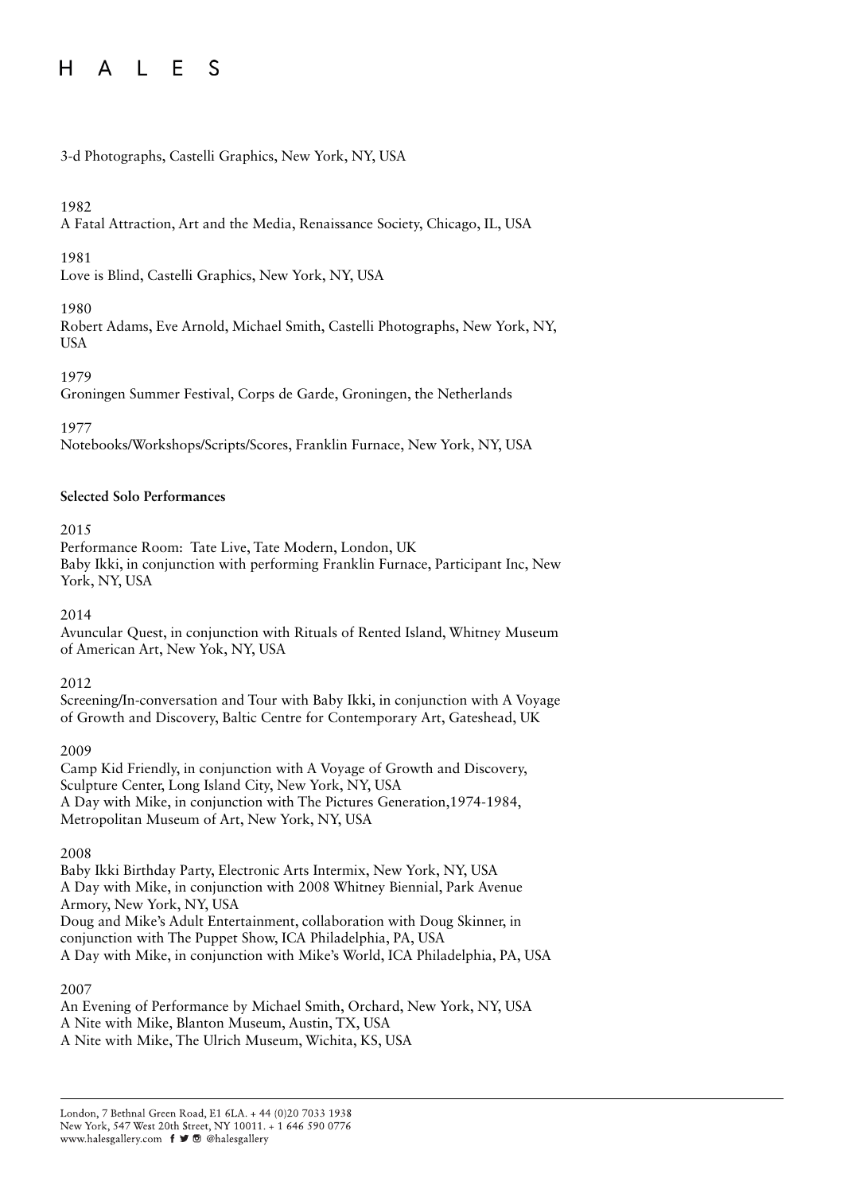3-d Photographs, Castelli Graphics, New York, NY, USA

1982
A Fatal Attraction, Art and the Media, Renaissance Society, Chicago, IL, USA

1981
Love is Blind, Castelli Graphics, New York, NY, USA

1980
Robert Adams, Eve Arnold, Michael Smith, Castelli Photographs, New York, NY, USA

1979
Groningen Summer Festival, Corps de Garde, Groningen, the Netherlands

1977
Notebooks/Workshops/Scripts/Scores, Franklin Furnace, New York, NY, USA

**Selected Solo Performances**

2015
Performance Room: Tate Live, Tate Modern, London, UK
Baby Ikki, in conjunction with performing Franklin Furnace, Participant Inc, New York, NY, USA

2014
Avuncular Quest, in conjunction with Rituals of Rented Island, Whitney Museum of American Art, New Yok, NY, USA

2012
Screening/In-conversation and Tour with Baby Ikki, in conjunction with A Voyage of Growth and Discovery, Baltic Centre for Contemporary Art, Gateshead, UK

2009
Camp Kid Friendly, in conjunction with A Voyage of Growth and Discovery, Sculpture Center, Long Island City, New York, NY, USA
A Day with Mike, in conjunction with The Pictures Generation,1974-1984, Metropolitan Museum of Art, New York, NY, USA

2008
Baby Ikki Birthday Party, Electronic Arts Intermix, New York, NY, USA
A Day with Mike, in conjunction with 2008 Whitney Biennial, Park Avenue Armory, New York, NY, USA
Doug and Mike's Adult Entertainment, collaboration with Doug Skinner, in conjunction with The Puppet Show, ICA Philadelphia, PA, USA
A Day with Mike, in conjunction with Mike's World, ICA Philadelphia, PA, USA

2007
An Evening of Performance by Michael Smith, Orchard, New York, NY, USA
A Nite with Mike, Blanton Museum, Austin, TX, USA
A Nite with Mike, The Ulrich Museum, Wichita, KS, USA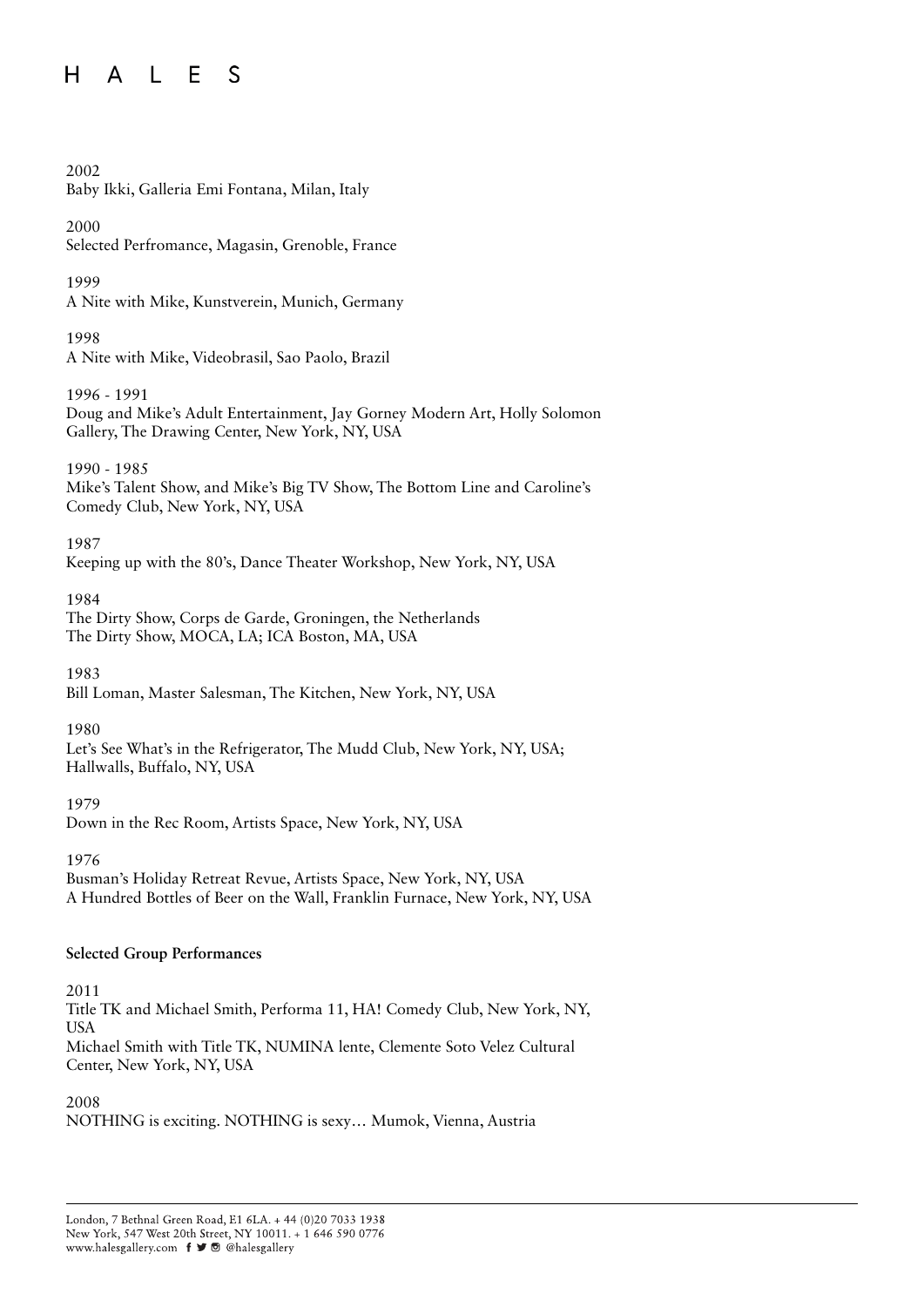2002
Baby Ikki, Galleria Emi Fontana, Milan, Italy

2000
Selected Perfromance, Magasin, Grenoble, France

1999
A Nite with Mike, Kunstverein, Munich, Germany

1998
A Nite with Mike, Videobrasil, Sao Paolo, Brazil

1996 - 1991
Doug and Mike's Adult Entertainment, Jay Gorney Modern Art, Holly Solomon Gallery, The Drawing Center, New York, NY, USA

1990 - 1985
Mike's Talent Show, and Mike's Big TV Show, The Bottom Line and Caroline's Comedy Club, New York, NY, USA

1987
Keeping up with the 80's, Dance Theater Workshop, New York, NY, USA

1984
The Dirty Show, Corps de Garde, Groningen, the Netherlands
The Dirty Show, MOCA, LA; ICA Boston, MA, USA

1983
Bill Loman, Master Salesman, The Kitchen, New York, NY, USA

1980
Let's See What's in the Refrigerator, The Mudd Club, New York, NY, USA; Hallwalls, Buffalo, NY, USA

1979
Down in the Rec Room, Artists Space, New York, NY, USA

1976
Busman's Holiday Retreat Revue, Artists Space, New York, NY, USA
A Hundred Bottles of Beer on the Wall, Franklin Furnace, New York, NY, USA

**Selected Group Performances**

2011
Title TK and Michael Smith, Performa 11, HA! Comedy Club, New York, NY, USA
Michael Smith with Title TK, NUMINA lente, Clemente Soto Velez Cultural Center, New York, NY, USA

2008
NOTHING is exciting. NOTHING is sexy… Mumok, Vienna, Austria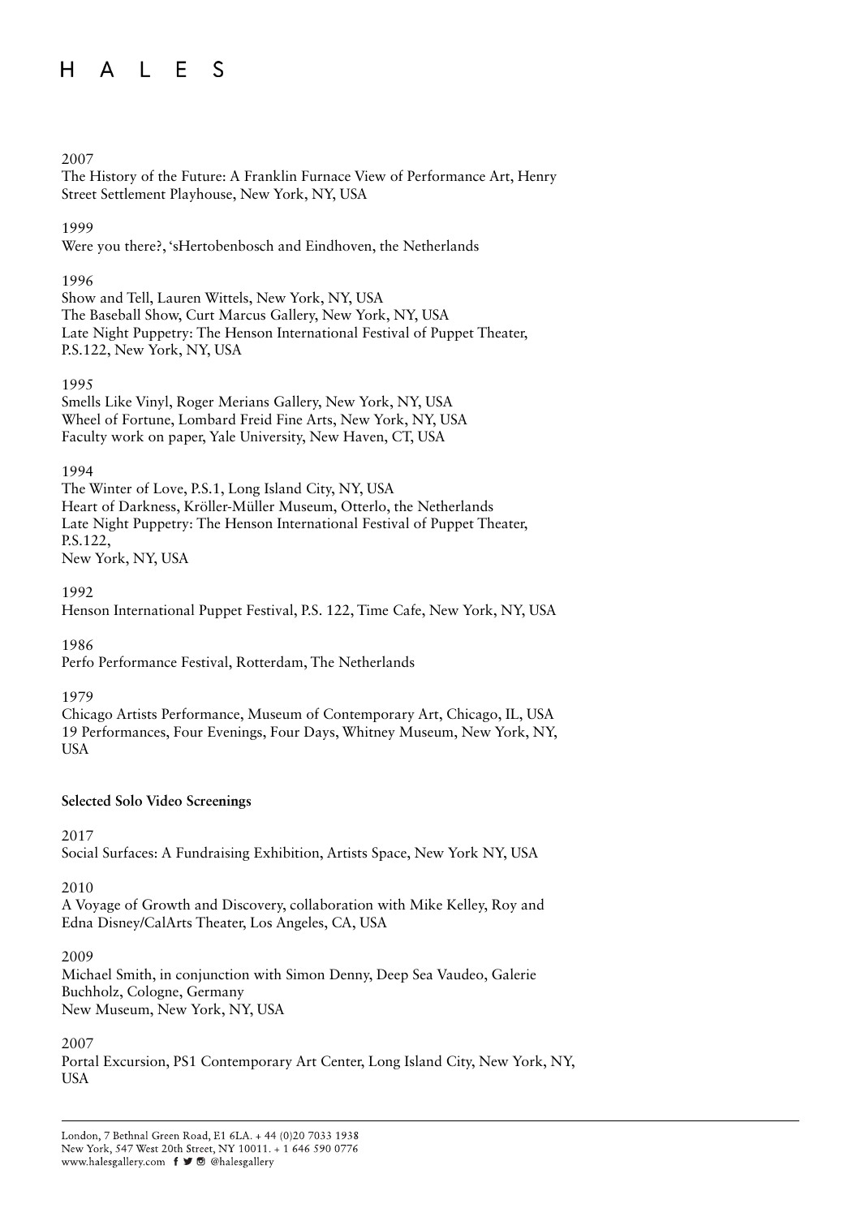2007

The History of the Future: A Franklin Furnace View of Performance Art, Henry Street Settlement Playhouse, New York, NY, USA

1999

Were you there?, 'sHertobenbosch and Eindhoven, the Netherlands

1996

Show and Tell, Lauren Wittels, New York, NY, USA
The Baseball Show, Curt Marcus Gallery, New York, NY, USA
Late Night Puppetry: The Henson International Festival of Puppet Theater, P.S.122, New York, NY, USA

1995

Smells Like Vinyl, Roger Merians Gallery, New York, NY, USA
Wheel of Fortune, Lombard Freid Fine Arts, New York, NY, USA
Faculty work on paper, Yale University, New Haven, CT, USA

1994

The Winter of Love, P.S.1, Long Island City, NY, USA
Heart of Darkness, Kröller-Müller Museum, Otterlo, the Netherlands
Late Night Puppetry: The Henson International Festival of Puppet Theater, P.S.122,
New York, NY, USA

1992

Henson International Puppet Festival, P.S. 122, Time Cafe, New York, NY, USA

1986

Perfo Performance Festival, Rotterdam, The Netherlands

1979

Chicago Artists Performance, Museum of Contemporary Art, Chicago, IL, USA
19 Performances, Four Evenings, Four Days, Whitney Museum, New York, NY, USA

**Selected Solo Video Screenings**

2017

Social Surfaces: A Fundraising Exhibition, Artists Space, New York NY, USA

2010

A Voyage of Growth and Discovery, collaboration with Mike Kelley, Roy and Edna Disney/CalArts Theater, Los Angeles, CA, USA

2009

Michael Smith, in conjunction with Simon Denny, Deep Sea Vaudeo, Galerie Buchholz, Cologne, Germany
New Museum, New York, NY, USA

2007

Portal Excursion, PS1 Contemporary Art Center, Long Island City, New York, NY, USA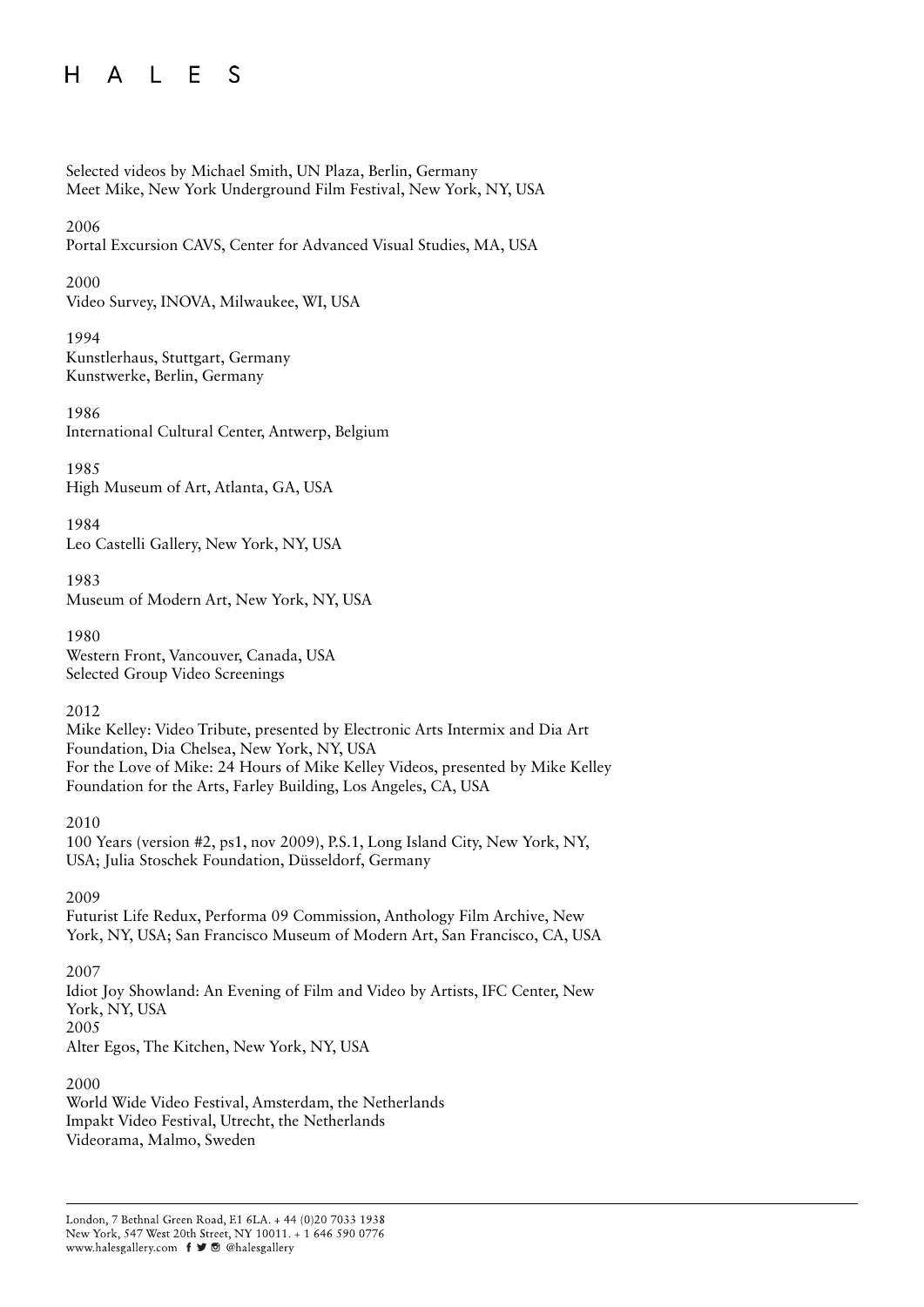Selected videos by Michael Smith, UN Plaza, Berlin, Germany
Meet Mike, New York Underground Film Festival, New York, NY, USA

2006
Portal Excursion CAVS, Center for Advanced Visual Studies, MA, USA

2000
Video Survey, INOVA, Milwaukee, WI, USA

1994
Kunstlerhaus, Stuttgart, Germany
Kunstwerke, Berlin, Germany

1986
International Cultural Center, Antwerp, Belgium

1985
High Museum of Art, Atlanta, GA, USA

1984
Leo Castelli Gallery, New York, NY, USA

1983
Museum of Modern Art, New York, NY, USA

1980
Western Front, Vancouver, Canada, USA

Selected Group Video Screenings

2012
Mike Kelley: Video Tribute, presented by Electronic Arts Intermix and Dia Art Foundation, Dia Chelsea, New York, NY, USA
For the Love of Mike: 24 Hours of Mike Kelley Videos, presented by Mike Kelley Foundation for the Arts, Farley Building, Los Angeles, CA, USA

2010
100 Years (version #2, ps1, nov 2009), P.S.1, Long Island City, New York, NY, USA; Julia Stoschek Foundation, Düsseldorf, Germany

2009
Futurist Life Redux, Performa 09 Commission, Anthology Film Archive, New York, NY, USA; San Francisco Museum of Modern Art, San Francisco, CA, USA

2007
Idiot Joy Showland: An Evening of Film and Video by Artists, IFC Center, New York, NY, USA

2005
Alter Egos, The Kitchen, New York, NY, USA

2000
World Wide Video Festival, Amsterdam, the Netherlands
Impakt Video Festival, Utrecht, the Netherlands
Videorama, Malmo, Sweden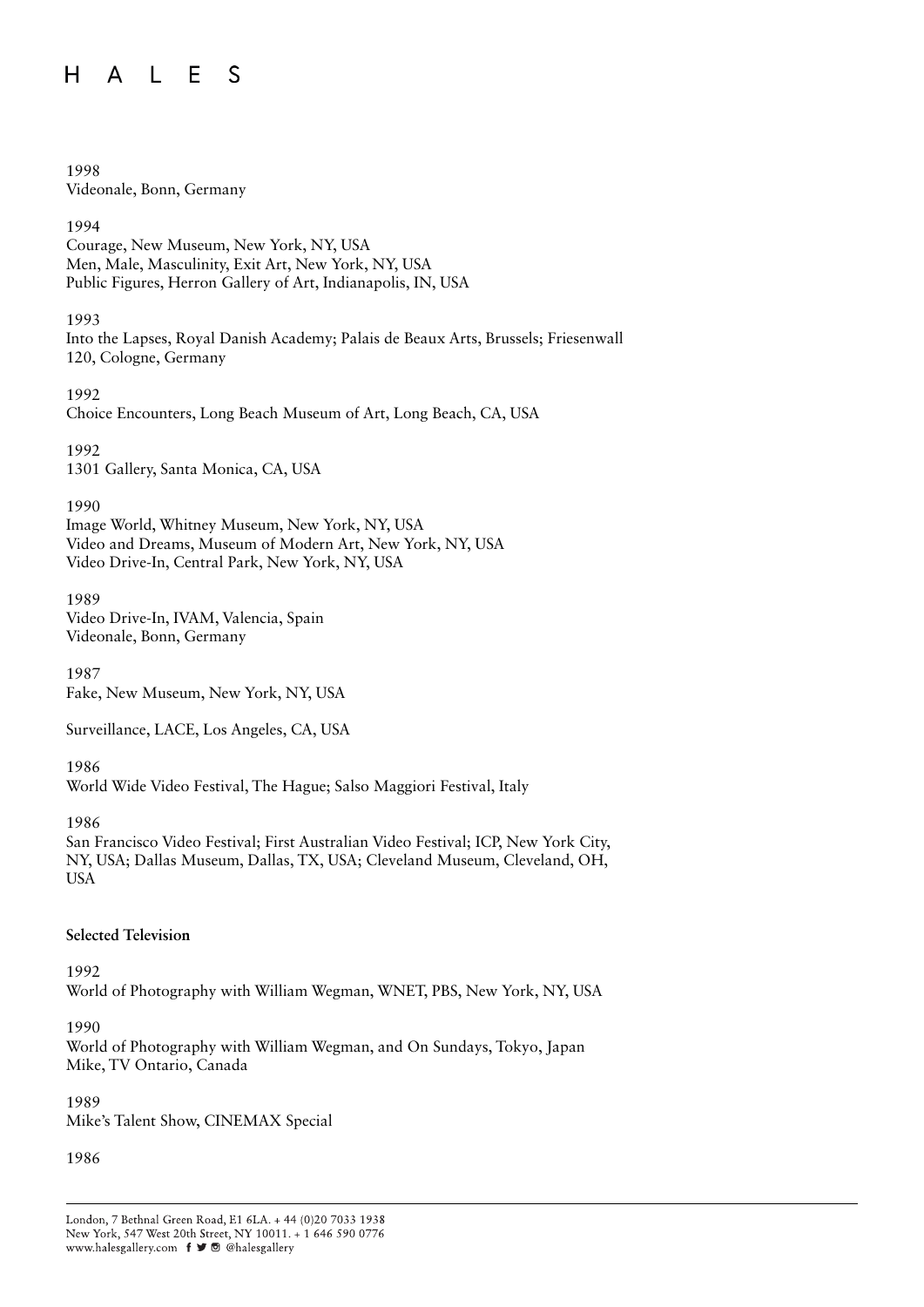1998
Videonale, Bonn, Germany

1994
Courage, New Museum, New York, NY, USA
Men, Male, Masculinity, Exit Art, New York, NY, USA
Public Figures, Herron Gallery of Art, Indianapolis, IN, USA

1993
Into the Lapses, Royal Danish Academy; Palais de Beaux Arts, Brussels; Friesenwall 120, Cologne, Germany

1992
Choice Encounters, Long Beach Museum of Art, Long Beach, CA, USA

1992
1301 Gallery, Santa Monica, CA, USA

1990
Image World, Whitney Museum, New York, NY, USA
Video and Dreams, Museum of Modern Art, New York, NY, USA
Video Drive-In, Central Park, New York, NY, USA

1989
Video Drive-In, IVAM, Valencia, Spain
Videonale, Bonn, Germany

1987
Fake, New Museum, New York, NY, USA

Surveillance, LACE, Los Angeles, CA, USA

1986
World Wide Video Festival, The Hague; Salso Maggiori Festival, Italy

1986
San Francisco Video Festival; First Australian Video Festival; ICP, New York City, NY, USA; Dallas Museum, Dallas, TX, USA; Cleveland Museum, Cleveland, OH, USA

**Selected Television**

1992
World of Photography with William Wegman, WNET, PBS, New York, NY, USA

1990
World of Photography with William Wegman, and On Sundays, Tokyo, Japan
Mike, TV Ontario, Canada

1989
Mike's Talent Show, CINEMAX Special

1986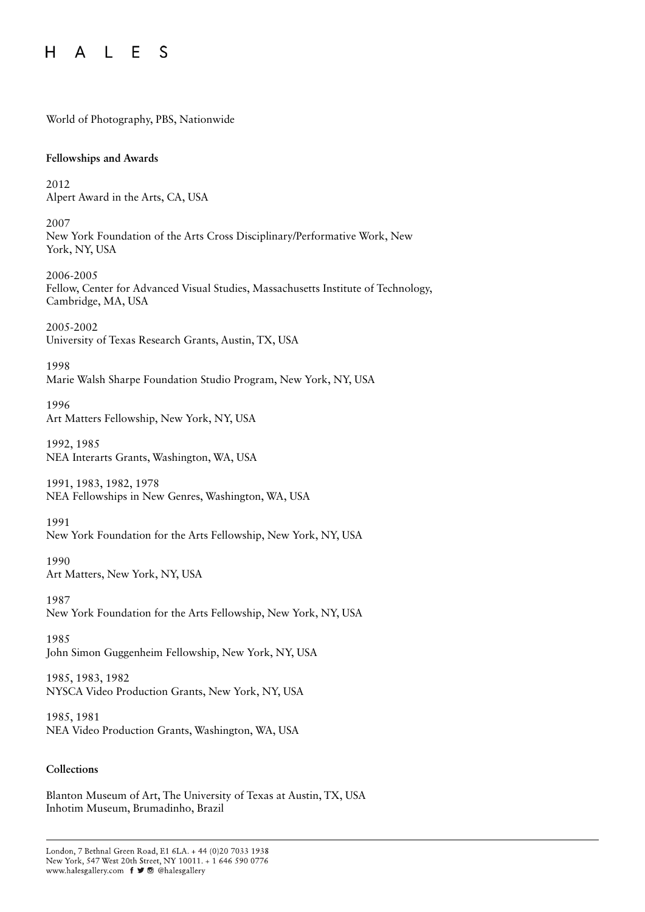World of Photography, PBS, Nationwide

**Fellowships and Awards**

2012
Alpert Award in the Arts, CA, USA

2007
New York Foundation of the Arts Cross Disciplinary/Performative Work, New York, NY, USA

2006-2005
Fellow, Center for Advanced Visual Studies, Massachusetts Institute of Technology, Cambridge, MA, USA

2005-2002
University of Texas Research Grants, Austin, TX, USA

1998
Marie Walsh Sharpe Foundation Studio Program, New York, NY, USA

1996
Art Matters Fellowship, New York, NY, USA

1992, 1985
NEA Interarts Grants, Washington, WA, USA

1991, 1983, 1982, 1978
NEA Fellowships in New Genres, Washington, WA, USA

1991
New York Foundation for the Arts Fellowship, New York, NY, USA

1990
Art Matters, New York, NY, USA

1987
New York Foundation for the Arts Fellowship, New York, NY, USA

1985
John Simon Guggenheim Fellowship, New York, NY, USA

1985, 1983, 1982
NYSCA Video Production Grants, New York, NY, USA

1985, 1981
NEA Video Production Grants, Washington, WA, USA

**Collections**

Blanton Museum of Art, The University of Texas at Austin, TX, USA
Inhotim Museum, Brumadinho, Brazil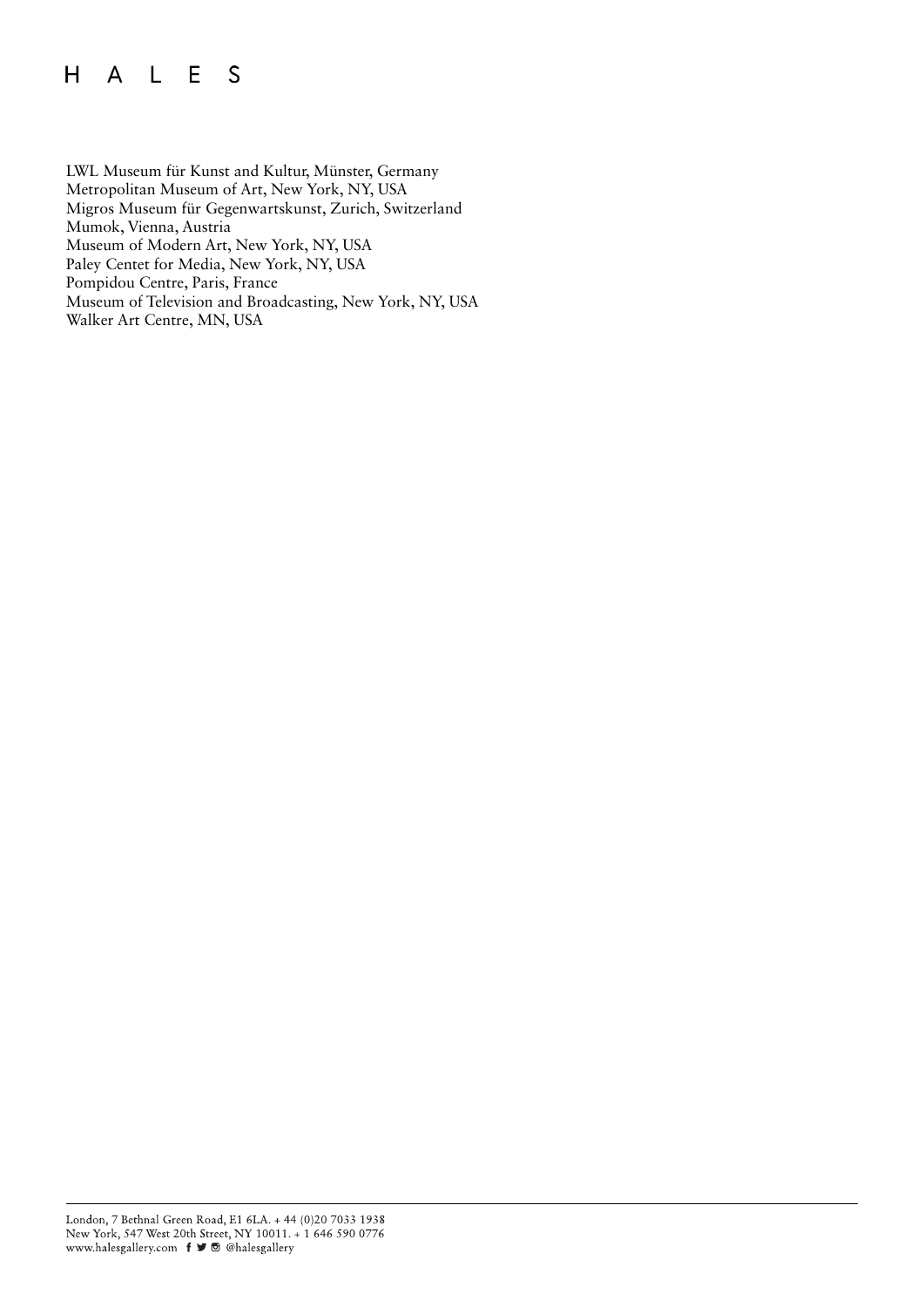LWL Museum für Kunst and Kultur, Münster, Germany
Metropolitan Museum of Art, New York, NY, USA
Migros Museum für Gegenwartskunst, Zurich, Switzerland
Mumok, Vienna, Austria
Museum of Modern Art, New York, NY, USA
Paley Centet for Media, New York, NY, USA
Pompidou Centre, Paris, France
Museum of Television and Broadcasting, New York, NY, USA
Walker Art Centre, MN, USA